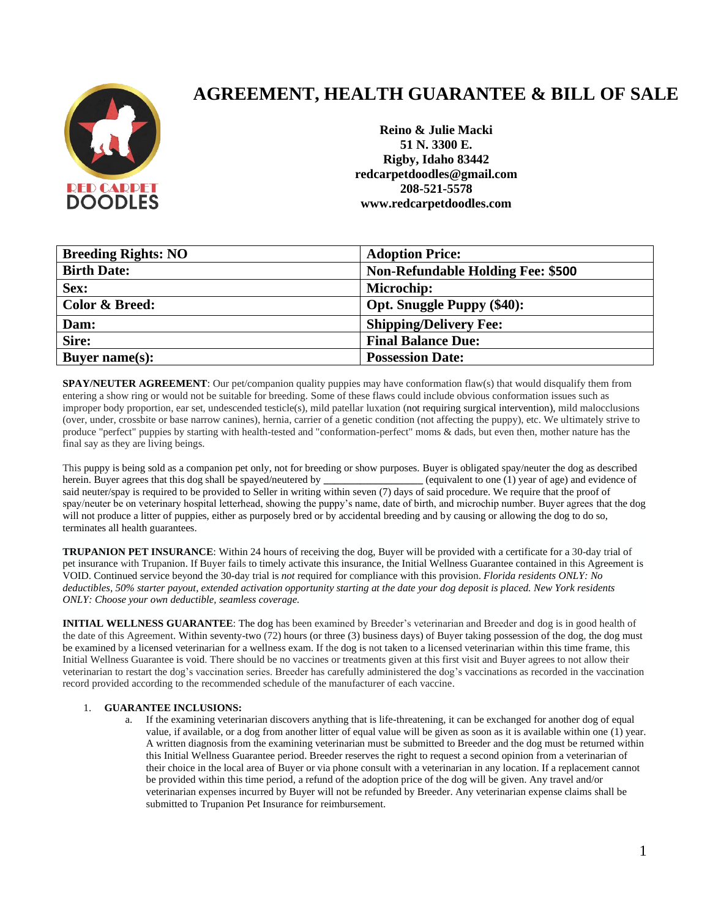# AGREEMENT, HEALTH GUARANTEE & BILL OF SALE

**Reino & Julie Macki**
**51 N. 3300 E.**
**Rigby, Idaho 83442**
**redcarpetdoodles@gmail.com**
**208-521-5578**
**www.redcarpetdoodles.com**

| Breeding Rights: NO | Adoption Price: |
|---|---|
| Birth Date: | Non-Refundable Holding Fee: $500 |
| Sex: | Microchip: |
| Color & Breed: | Opt. Snuggle Puppy ($40): |
| Dam: | Shipping/Delivery Fee: |
| Sire: | Final Balance Due: |
| Buyer name(s): | Possession Date: |

**SPAY/NEUTER AGREEMENT**: Our pet/companion quality puppies may have conformation flaw(s) that would disqualify them from entering a show ring or would not be suitable for breeding. Some of these flaws could include obvious conformation issues such as improper body proportion, ear set, undescended testicle(s), mild patellar luxation (not requiring surgical intervention), mild malocclusions (over, under, crossbite or base narrow canines), hernia, carrier of a genetic condition (not affecting the puppy), etc. We ultimately strive to produce "perfect" puppies by starting with health-tested and "conformation-perfect" moms & dads, but even then, mother nature has the final say as they are living beings.

This puppy is being sold as a companion pet only, not for breeding or show purposes. Buyer is obligated spay/neuter the dog as described herein. Buyer agrees that this dog shall be spayed/neutered by __________________ (equivalent to one (1) year of age) and evidence of said neuter/spay is required to be provided to Seller in writing within seven (7) days of said procedure. We require that the proof of spay/neuter be on veterinary hospital letterhead, showing the puppy's name, date of birth, and microchip number. Buyer agrees that the dog will not produce a litter of puppies, either as purposely bred or by accidental breeding and by causing or allowing the dog to do so, terminates all health guarantees.

**TRUPANION PET INSURANCE**: Within 24 hours of receiving the dog, Buyer will be provided with a certificate for a 30-day trial of pet insurance with Trupanion. If Buyer fails to timely activate this insurance, the Initial Wellness Guarantee contained in this Agreement is VOID. Continued service beyond the 30-day trial is *not* required for compliance with this provision. *Florida residents ONLY: No deductibles, 50% starter payout, extended activation opportunity starting at the date your dog deposit is placed. New York residents ONLY: Choose your own deductible, seamless coverage.*

**INITIAL WELLNESS GUARANTEE**: The dog has been examined by Breeder's veterinarian and Breeder and dog is in good health of the date of this Agreement. Within seventy-two (72) hours (or three (3) business days) of Buyer taking possession of the dog, the dog must be examined by a licensed veterinarian for a wellness exam. If the dog is not taken to a licensed veterinarian within this time frame, this Initial Wellness Guarantee is void. There should be no vaccines or treatments given at this first visit and Buyer agrees to not allow their veterinarian to restart the dog's vaccination series. Breeder has carefully administered the dog's vaccinations as recorded in the vaccination record provided according to the recommended schedule of the manufacturer of each vaccine.

1. **GUARANTEE INCLUSIONS:**
   a. If the examining veterinarian discovers anything that is life-threatening, it can be exchanged for another dog of equal value, if available, or a dog from another litter of equal value will be given as soon as it is available within one (1) year. A written diagnosis from the examining veterinarian must be submitted to Breeder and the dog must be returned within this Initial Wellness Guarantee period. Breeder reserves the right to request a second opinion from a veterinarian of their choice in the local area of Buyer or via phone consult with a veterinarian in any location. If a replacement cannot be provided within this time period, a refund of the adoption price of the dog will be given. Any travel and/or veterinarian expenses incurred by Buyer will not be refunded by Breeder. Any veterinarian expense claims shall be submitted to Trupanion Pet Insurance for reimbursement.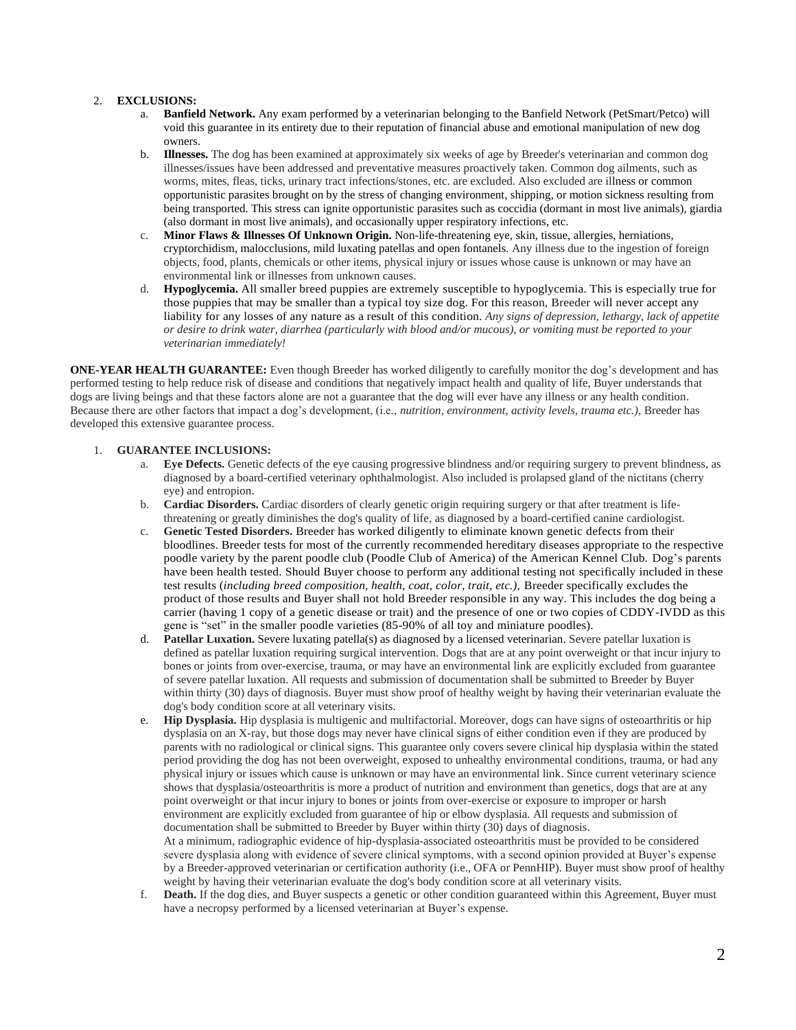2. **EXCLUSIONS:**
   a. **Banfield Network.** Any exam performed by a veterinarian belonging to the Banfield Network (PetSmart/Petco) will void this guarantee in its entirety due to their reputation of financial abuse and emotional manipulation of new dog owners.
   b. **Illnesses.** The dog has been examined at approximately six weeks of age by Breeder's veterinarian and common dog illnesses/issues have been addressed and preventative measures proactively taken. Common dog ailments, such as worms, mites, fleas, ticks, urinary tract infections/stones, etc. are excluded. Also excluded are illness or common opportunistic parasites brought on by the stress of changing environment, shipping, or motion sickness resulting from being transported. This stress can ignite opportunistic parasites such as coccidia (dormant in most live animals), giardia (also dormant in most live animals), and occasionally upper respiratory infections, etc.
   c. **Minor Flaws & Illnesses Of Unknown Origin.** Non-life-threatening eye, skin, tissue, allergies, herniations, cryptorchidism, malocclusions, mild luxating patellas and open fontanels. Any illness due to the ingestion of foreign objects, food, plants, chemicals or other items, physical injury or issues whose cause is unknown or may have an environmental link or illnesses from unknown causes.
   d. **Hypoglycemia.** All smaller breed puppies are extremely susceptible to hypoglycemia. This is especially true for those puppies that may be smaller than a typical toy size dog. For this reason, Breeder will never accept any liability for any losses of any nature as a result of this condition. *Any signs of depression, lethargy, lack of appetite or desire to drink water, diarrhea (particularly with blood and/or mucous), or vomiting must be reported to your veterinarian immediately!*

**ONE-YEAR HEALTH GUARANTEE:** Even though Breeder has worked diligently to carefully monitor the dog's development and has performed testing to help reduce risk of disease and conditions that negatively impact health and quality of life, Buyer understands that dogs are living beings and that these factors alone are not a guarantee that the dog will ever have any illness or any health condition. Because there are other factors that impact a dog's development, (i.e., *nutrition, environment, activity levels, trauma etc.),* Breeder has developed this extensive guarantee process.

1. **GUARANTEE INCLUSIONS:**
   a. **Eye Defects.** Genetic defects of the eye causing progressive blindness and/or requiring surgery to prevent blindness, as diagnosed by a board-certified veterinary ophthalmologist. Also included is prolapsed gland of the nictitans (cherry eye) and entropion.
   b. **Cardiac Disorders.** Cardiac disorders of clearly genetic origin requiring surgery or that after treatment is life-threatening or greatly diminishes the dog's quality of life, as diagnosed by a board-certified canine cardiologist.
   c. **Genetic Tested Disorders.** Breeder has worked diligently to eliminate known genetic defects from their bloodlines. Breeder tests for most of the currently recommended hereditary diseases appropriate to the respective poodle variety by the parent poodle club (Poodle Club of America) of the American Kennel Club. Dog's parents have been health tested. Should Buyer choose to perform any additional testing not specifically included in these test results (*including breed composition, health, coat, color, trait, etc.),* Breeder specifically excludes the product of those results and Buyer shall not hold Breeder responsible in any way. This includes the dog being a carrier (having 1 copy of a genetic disease or trait) and the presence of one or two copies of CDDY-IVDD as this gene is "set" in the smaller poodle varieties (85-90% of all toy and miniature poodles).
   d. **Patellar Luxation.** Severe luxating patella(s) as diagnosed by a licensed veterinarian. Severe patellar luxation is defined as patellar luxation requiring surgical intervention. Dogs that are at any point overweight or that incur injury to bones or joints from over-exercise, trauma, or may have an environmental link are explicitly excluded from guarantee of severe patellar luxation. All requests and submission of documentation shall be submitted to Breeder by Buyer within thirty (30) days of diagnosis. Buyer must show proof of healthy weight by having their veterinarian evaluate the dog's body condition score at all veterinary visits.
   e. **Hip Dysplasia.** Hip dysplasia is multigenic and multifactorial. Moreover, dogs can have signs of osteoarthritis or hip dysplasia on an X-ray, but those dogs may never have clinical signs of either condition even if they are produced by parents with no radiological or clinical signs. This guarantee only covers severe clinical hip dysplasia within the stated period providing the dog has not been overweight, exposed to unhealthy environmental conditions, trauma, or had any physical injury or issues which cause is unknown or may have an environmental link. Since current veterinary science shows that dysplasia/osteoarthritis is more a product of nutrition and environment than genetics, dogs that are at any point overweight or that incur injury to bones or joints from over-exercise or exposure to improper or harsh environment are explicitly excluded from guarantee of hip or elbow dysplasia. All requests and submission of documentation shall be submitted to Breeder by Buyer within thirty (30) days of diagnosis.
      At a minimum, radiographic evidence of hip-dysplasia-associated osteoarthritis must be provided to be considered severe dysplasia along with evidence of severe clinical symptoms, with a second opinion provided at Buyer's expense by a Breeder-approved veterinarian or certification authority (i.e., OFA or PennHIP). Buyer must show proof of healthy weight by having their veterinarian evaluate the dog's body condition score at all veterinary visits.
   f. **Death.** If the dog dies, and Buyer suspects a genetic or other condition guaranteed within this Agreement, Buyer must have a necropsy performed by a licensed veterinarian at Buyer's expense.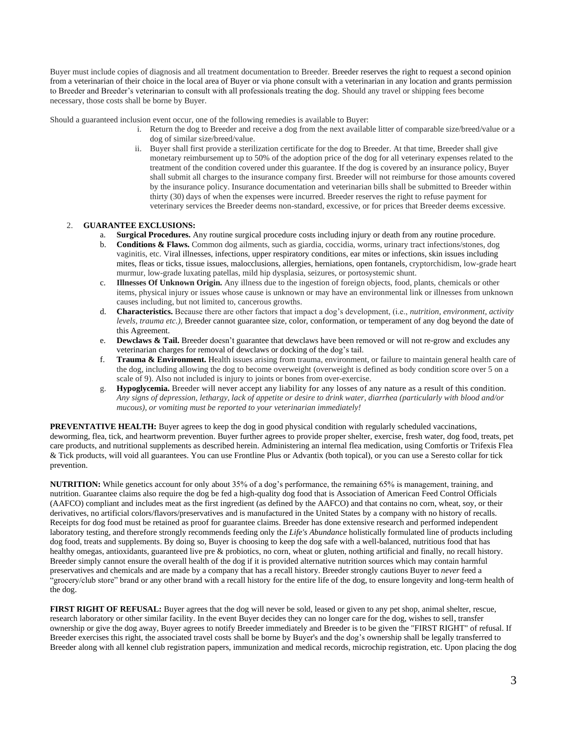Buyer must include copies of diagnosis and all treatment documentation to Breeder. Breeder reserves the right to request a second opinion from a veterinarian of their choice in the local area of Buyer or via phone consult with a veterinarian in any location and grants permission to Breeder and Breeder's veterinarian to consult with all professionals treating the dog. Should any travel or shipping fees become necessary, those costs shall be borne by Buyer.

Should a guaranteed inclusion event occur, one of the following remedies is available to Buyer:

i. Return the dog to Breeder and receive a dog from the next available litter of comparable size/breed/value or a dog of similar size/breed/value.

ii. Buyer shall first provide a sterilization certificate for the dog to Breeder. At that time, Breeder shall give monetary reimbursement up to 50% of the adoption price of the dog for all veterinary expenses related to the treatment of the condition covered under this guarantee. If the dog is covered by an insurance policy, Buyer shall submit all charges to the insurance company first. Breeder will not reimburse for those amounts covered by the insurance policy. Insurance documentation and veterinarian bills shall be submitted to Breeder within thirty (30) days of when the expenses were incurred. Breeder reserves the right to refuse payment for veterinary services the Breeder deems non-standard, excessive, or for prices that Breeder deems excessive.

2. **GUARANTEE EXCLUSIONS:**
   a. **Surgical Procedures.** Any routine surgical procedure costs including injury or death from any routine procedure.
   b. **Conditions & Flaws.** Common dog ailments, such as giardia, coccidia, worms, urinary tract infections/stones, dog vaginitis, etc. Viral illnesses, infections, upper respiratory conditions, ear mites or infections, skin issues including mites, fleas or ticks, tissue issues, malocclusions, allergies, herniations, open fontanels, cryptorchidism, low-grade heart murmur, low-grade luxating patellas, mild hip dysplasia, seizures, or portosystemic shunt.
   c. **Illnesses Of Unknown Origin.** Any illness due to the ingestion of foreign objects, food, plants, chemicals or other items, physical injury or issues whose cause is unknown or may have an environmental link or illnesses from unknown causes including, but not limited to, cancerous growths.
   d. **Characteristics.** Because there are other factors that impact a dog's development, (i.e., *nutrition, environment, activity levels, trauma etc.),* Breeder cannot guarantee size, color, conformation, or temperament of any dog beyond the date of this Agreement.
   e. **Dewclaws & Tail.** Breeder doesn't guarantee that dewclaws have been removed or will not re-grow and excludes any veterinarian charges for removal of dewclaws or docking of the dog's tail.
   f. **Trauma & Environment.** Health issues arising from trauma, environment, or failure to maintain general health care of the dog, including allowing the dog to become overweight (overweight is defined as body condition score over 5 on a scale of 9). Also not included is injury to joints or bones from over-exercise.
   g. **Hypoglycemia.** Breeder will never accept any liability for any losses of any nature as a result of this condition. *Any signs of depression, lethargy, lack of appetite or desire to drink water, diarrhea (particularly with blood and/or mucous), or vomiting must be reported to your veterinarian immediately!*

**PREVENTATIVE HEALTH:** Buyer agrees to keep the dog in good physical condition with regularly scheduled vaccinations, deworming, flea, tick, and heartworm prevention. Buyer further agrees to provide proper shelter, exercise, fresh water, dog food, treats, pet care products, and nutritional supplements as described herein. Administering an internal flea medication, using Comfortis or Trifexis Flea & Tick products, will void all guarantees. You can use Frontline Plus or Advantix (both topical), or you can use a Seresto collar for tick prevention.

**NUTRITION:** While genetics account for only about 35% of a dog's performance, the remaining 65% is management, training, and nutrition. Guarantee claims also require the dog be fed a high-quality dog food that is Association of American Feed Control Officials (AAFCO) compliant and includes meat as the first ingredient (as defined by the AAFCO) and that contains no corn, wheat, soy, or their derivatives, no artificial colors/flavors/preservatives and is manufactured in the United States by a company with no history of recalls. Receipts for dog food must be retained as proof for guarantee claims. Breeder has done extensive research and performed independent laboratory testing, and therefore strongly recommends feeding only the *Life's Abundance* holistically formulated line of products including dog food, treats and supplements. By doing so, Buyer is choosing to keep the dog safe with a well-balanced, nutritious food that has healthy omegas, antioxidants, guaranteed live pre & probiotics, no corn, wheat or gluten, nothing artificial and finally, no recall history. Breeder simply cannot ensure the overall health of the dog if it is provided alternative nutrition sources which may contain harmful preservatives and chemicals and are made by a company that has a recall history. Breeder strongly cautions Buyer to *never* feed a "grocery/club store" brand or any other brand with a recall history for the entire life of the dog, to ensure longevity and long-term health of the dog.

**FIRST RIGHT OF REFUSAL:** Buyer agrees that the dog will never be sold, leased or given to any pet shop, animal shelter, rescue, research laboratory or other similar facility. In the event Buyer decides they can no longer care for the dog, wishes to sell, transfer ownership or give the dog away, Buyer agrees to notify Breeder immediately and Breeder is to be given the "FIRST RIGHT" of refusal. If Breeder exercises this right, the associated travel costs shall be borne by Buyer's and the dog's ownership shall be legally transferred to Breeder along with all kennel club registration papers, immunization and medical records, microchip registration, etc. Upon placing the dog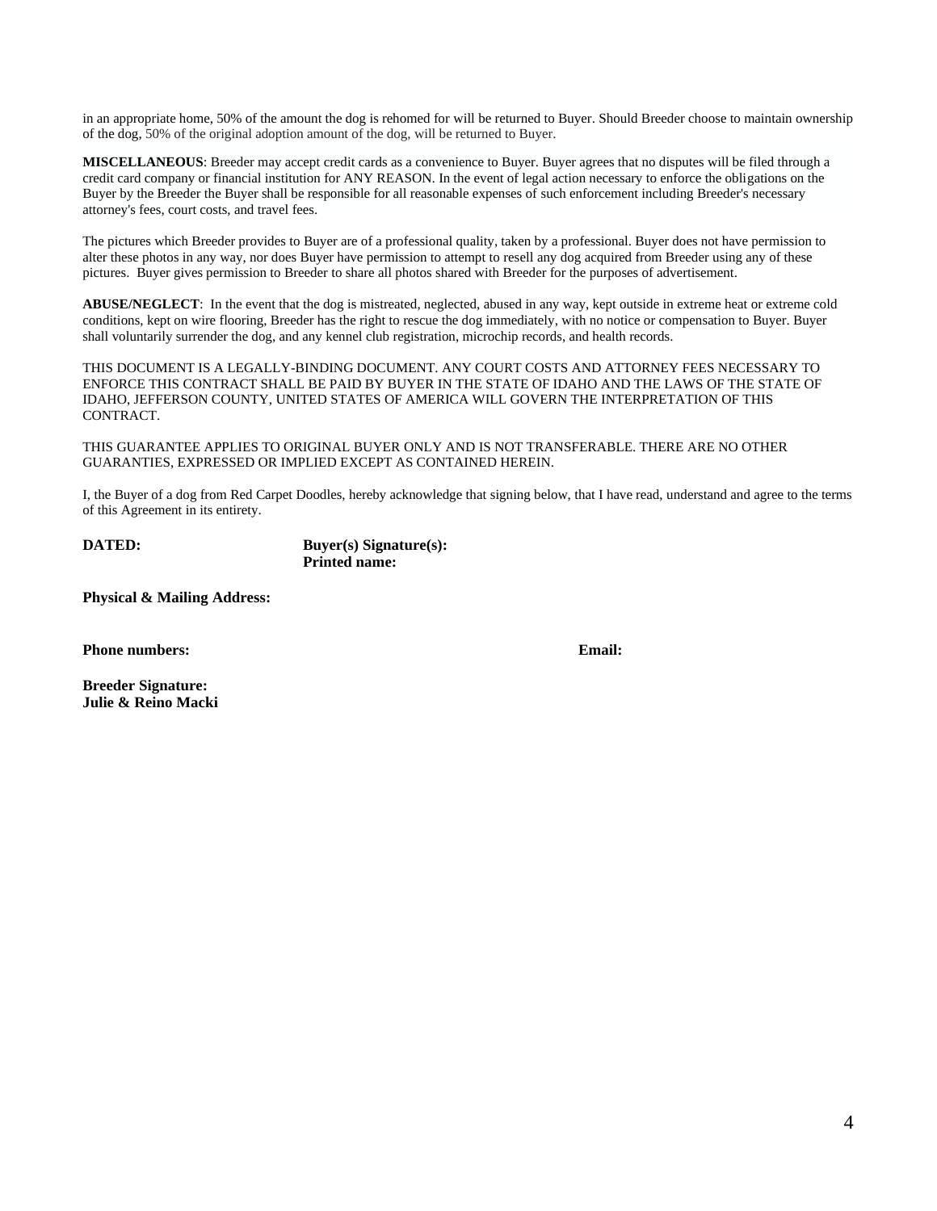in an appropriate home, 50% of the amount the dog is rehomed for will be returned to Buyer. Should Breeder choose to maintain ownership of the dog, 50% of the original adoption amount of the dog, will be returned to Buyer.

**MISCELLANEOUS**: Breeder may accept credit cards as a convenience to Buyer. Buyer agrees that no disputes will be filed through a credit card company or financial institution for ANY REASON. In the event of legal action necessary to enforce the obligations on the Buyer by the Breeder the Buyer shall be responsible for all reasonable expenses of such enforcement including Breeder's necessary attorney's fees, court costs, and travel fees.

The pictures which Breeder provides to Buyer are of a professional quality, taken by a professional. Buyer does not have permission to alter these photos in any way, nor does Buyer have permission to attempt to resell any dog acquired from Breeder using any of these pictures. Buyer gives permission to Breeder to share all photos shared with Breeder for the purposes of advertisement.

**ABUSE/NEGLECT**: In the event that the dog is mistreated, neglected, abused in any way, kept outside in extreme heat or extreme cold conditions, kept on wire flooring, Breeder has the right to rescue the dog immediately, with no notice or compensation to Buyer. Buyer shall voluntarily surrender the dog, and any kennel club registration, microchip records, and health records.

THIS DOCUMENT IS A LEGALLY-BINDING DOCUMENT. ANY COURT COSTS AND ATTORNEY FEES NECESSARY TO ENFORCE THIS CONTRACT SHALL BE PAID BY BUYER IN THE STATE OF IDAHO AND THE LAWS OF THE STATE OF IDAHO, JEFFERSON COUNTY, UNITED STATES OF AMERICA WILL GOVERN THE INTERPRETATION OF THIS CONTRACT.

THIS GUARANTEE APPLIES TO ORIGINAL BUYER ONLY AND IS NOT TRANSFERABLE. THERE ARE NO OTHER GUARANTIES, EXPRESSED OR IMPLIED EXCEPT AS CONTAINED HEREIN.

I, the Buyer of a dog from Red Carpet Doodles, hereby acknowledge that signing below, that I have read, understand and agree to the terms of this Agreement in its entirety.

**DATED:**

**Buyer(s) Signature(s):**
**Printed name:**

**Physical & Mailing Address:**

**Phone numbers:**

**Email:**

**Breeder Signature:**
**Julie & Reino Macki**